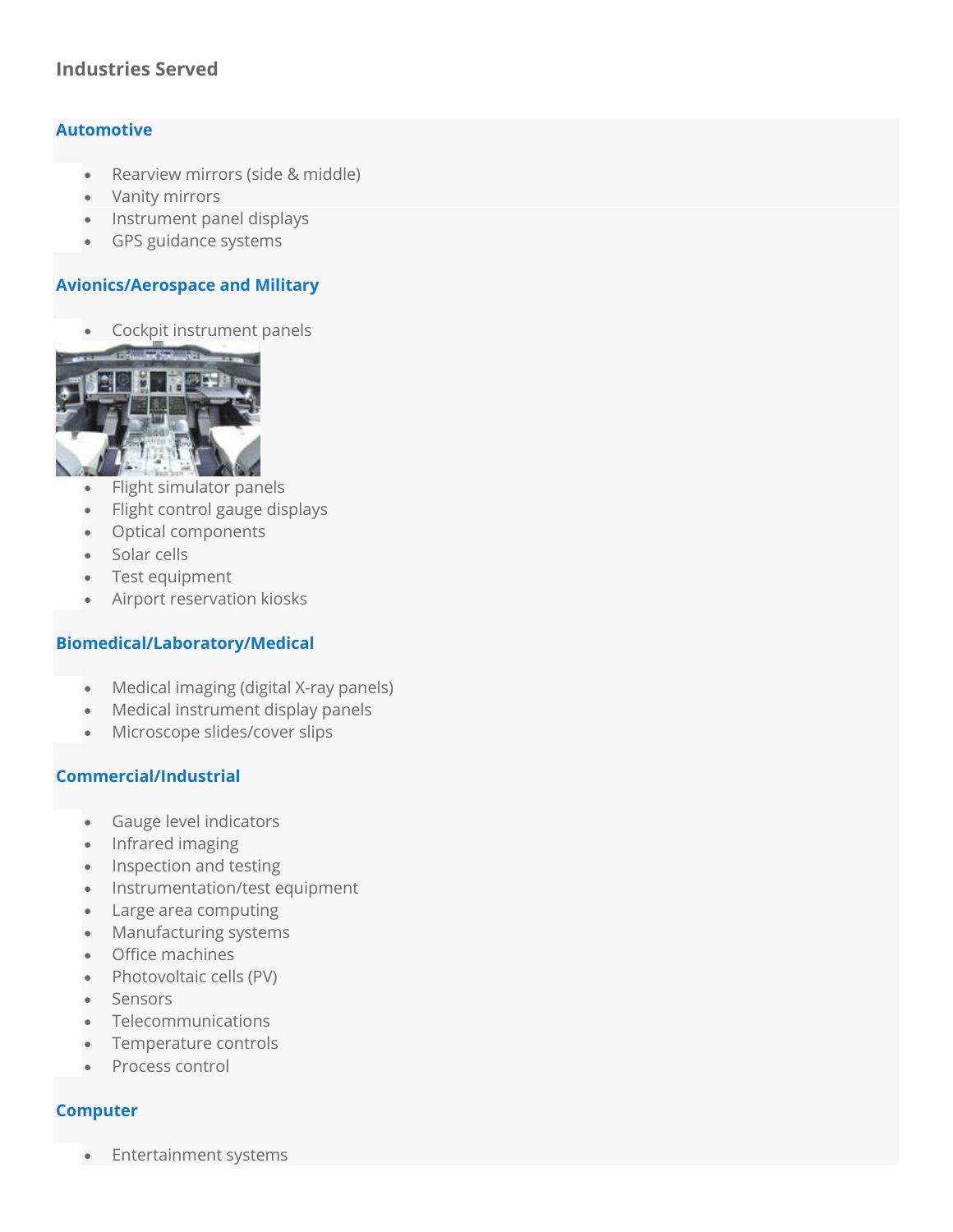## Industries Served

### Automotive

- Rearview mirrors (side & middle)
- Vanity mirrors
- Instrument panel displays
- GPS guidance systems

### Avionics/Aerospace and Military

- Cockpit instrument panels
- Flight simulator panels
- Flight control gauge displays
- Optical components
- Solar cells
- Test equipment
- Airport reservation kiosks

### Biomedical/Laboratory/Medical

- Medical imaging (digital X-ray panels)
- Medical instrument display panels
- Microscope slides/cover slips

### Commercial/Industrial

- Gauge level indicators
- Infrared imaging
- Inspection and testing
- Instrumentation/test equipment
- Large area computing
- Manufacturing systems
- Office machines
- Photovoltaic cells (PV)
- Sensors
- Telecommunications
- Temperature controls
- Process control

### Computer

- Entertainment systems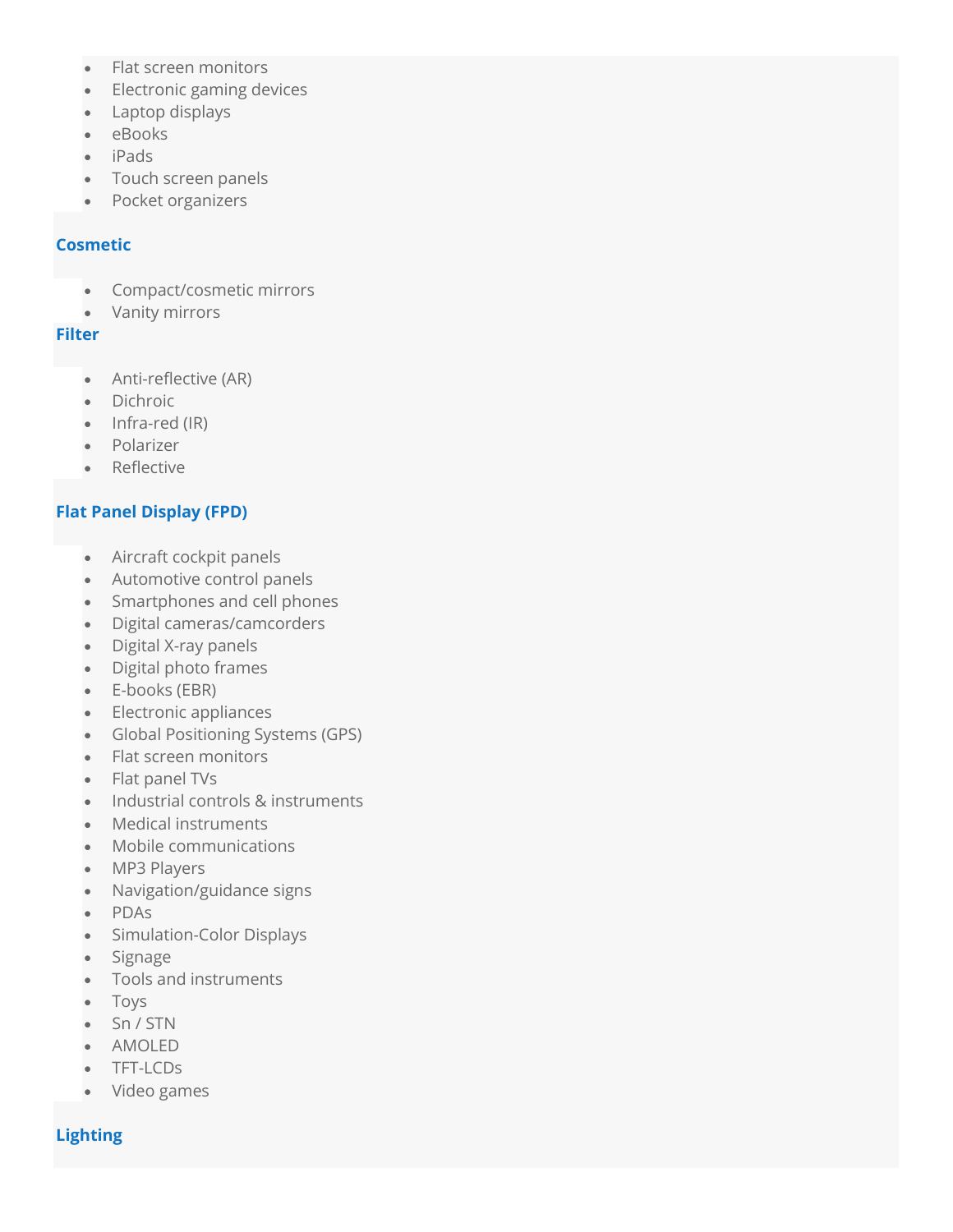- Flat screen monitors
- Electronic gaming devices
- Laptop displays
- eBooks
- iPads
- Touch screen panels
- Pocket organizers

**Cosmetic**

- Compact/cosmetic mirrors
- Vanity mirrors

**Filter**

- Anti-reflective (AR)
- Dichroic
- Infra-red (IR)
- Polarizer
- Reflective

**Flat Panel Display (FPD)**

- Aircraft cockpit panels
- Automotive control panels
- Smartphones and cell phones
- Digital cameras/camcorders
- Digital X-ray panels
- Digital photo frames
- E-books (EBR)
- Electronic appliances
- Global Positioning Systems (GPS)
- Flat screen monitors
- Flat panel TVs
- Industrial controls & instruments
- Medical instruments
- Mobile communications
- MP3 Players
- Navigation/guidance signs
- PDAs
- Simulation-Color Displays
- Signage
- Tools and instruments
- Toys
- Sn / STN
- AMOLED
- TFT-LCDs
- Video games

**Lighting**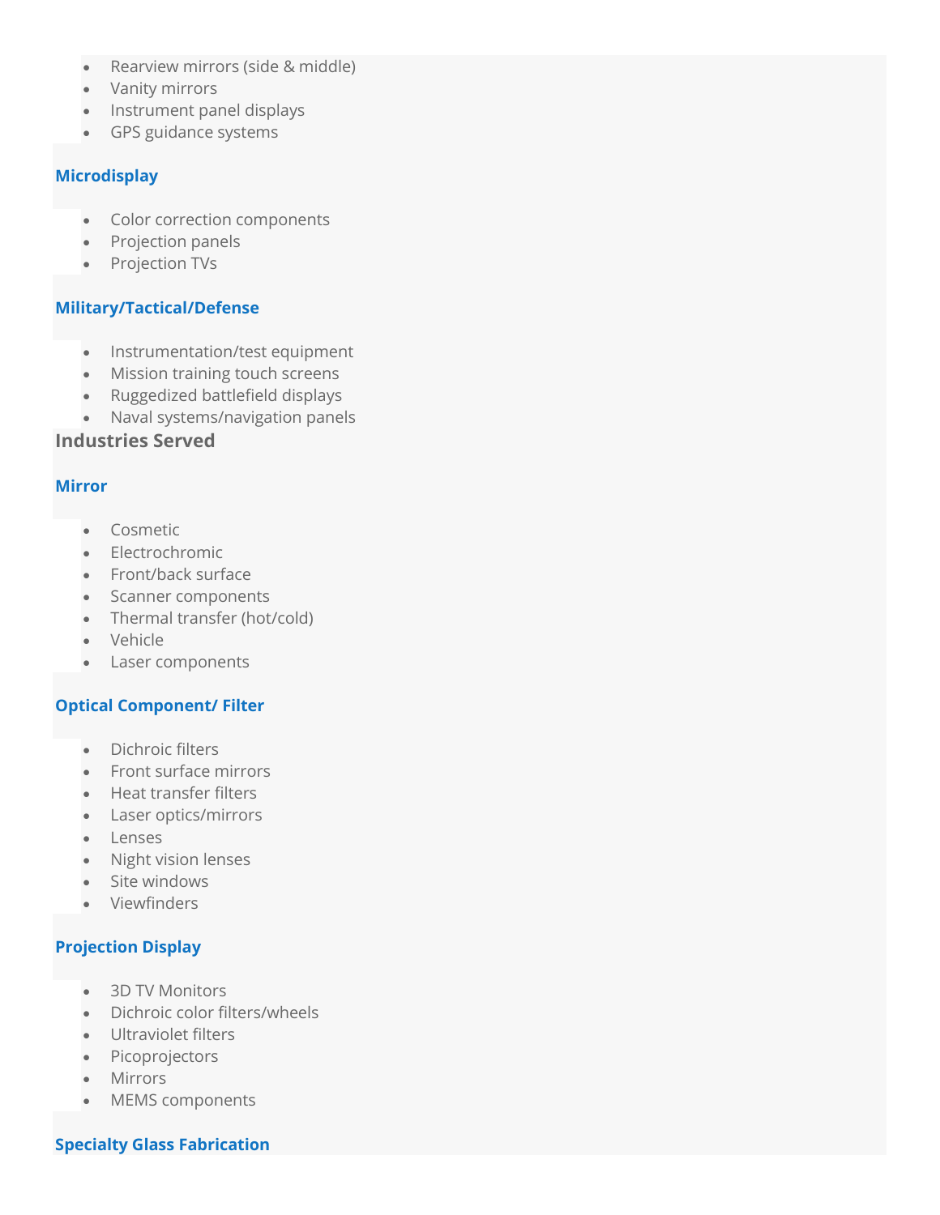- Rearview mirrors (side & middle)
- Vanity mirrors
- Instrument panel displays
- GPS guidance systems

### Microdisplay

- Color correction components
- Projection panels
- Projection TVs

### Military/Tactical/Defense

- Instrumentation/test equipment
- Mission training touch screens
- Ruggedized battlefield displays
- Naval systems/navigation panels

## Industries Served

### Mirror

- Cosmetic
- Electrochromic
- Front/back surface
- Scanner components
- Thermal transfer (hot/cold)
- Vehicle
- Laser components

### Optical Component/ Filter

- Dichroic filters
- Front surface mirrors
- Heat transfer filters
- Laser optics/mirrors
- Lenses
- Night vision lenses
- Site windows
- Viewfinders

### Projection Display

- 3D TV Monitors
- Dichroic color filters/wheels
- Ultraviolet filters
- Picoprojectors
- Mirrors
- MEMS components

### Specialty Glass Fabrication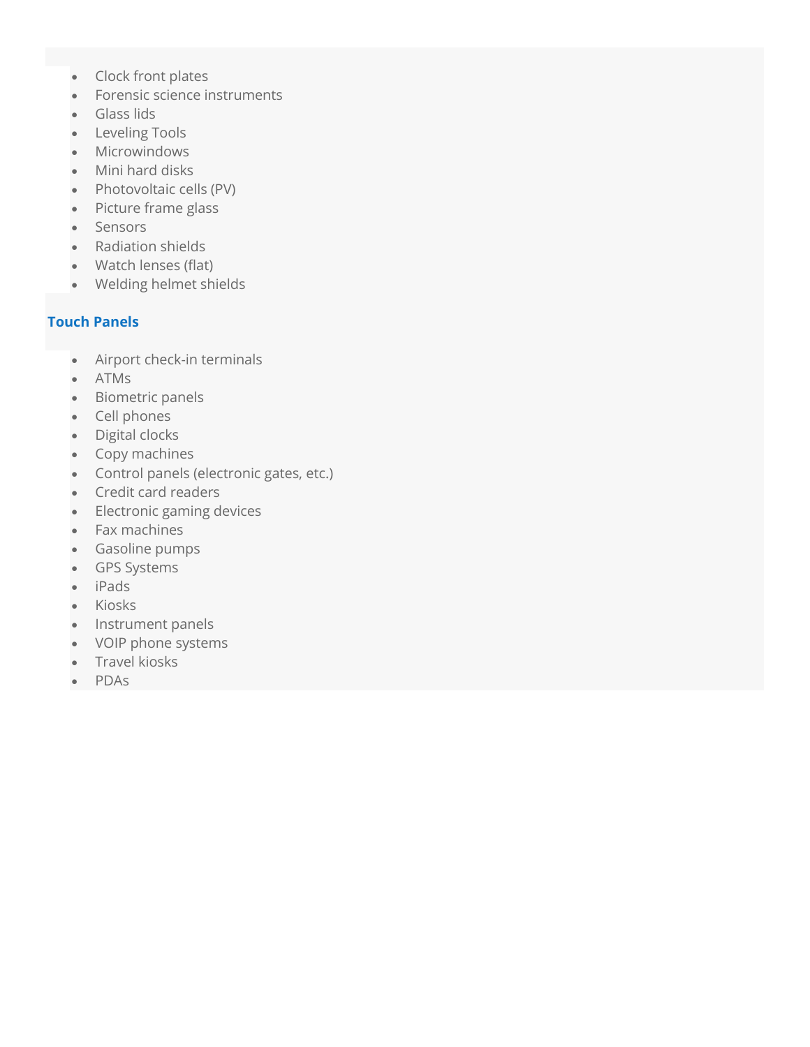- Clock front plates
- Forensic science instruments
- Glass lids
- Leveling Tools
- Microwindows
- Mini hard disks
- Photovoltaic cells (PV)
- Picture frame glass
- Sensors
- Radiation shields
- Watch lenses (flat)
- Welding helmet shields

### Touch Panels

- Airport check-in terminals
- ATMs
- Biometric panels
- Cell phones
- Digital clocks
- Copy machines
- Control panels (electronic gates, etc.)
- Credit card readers
- Electronic gaming devices
- Fax machines
- Gasoline pumps
- GPS Systems
- iPads
- Kiosks
- Instrument panels
- VOIP phone systems
- Travel kiosks
- PDAs